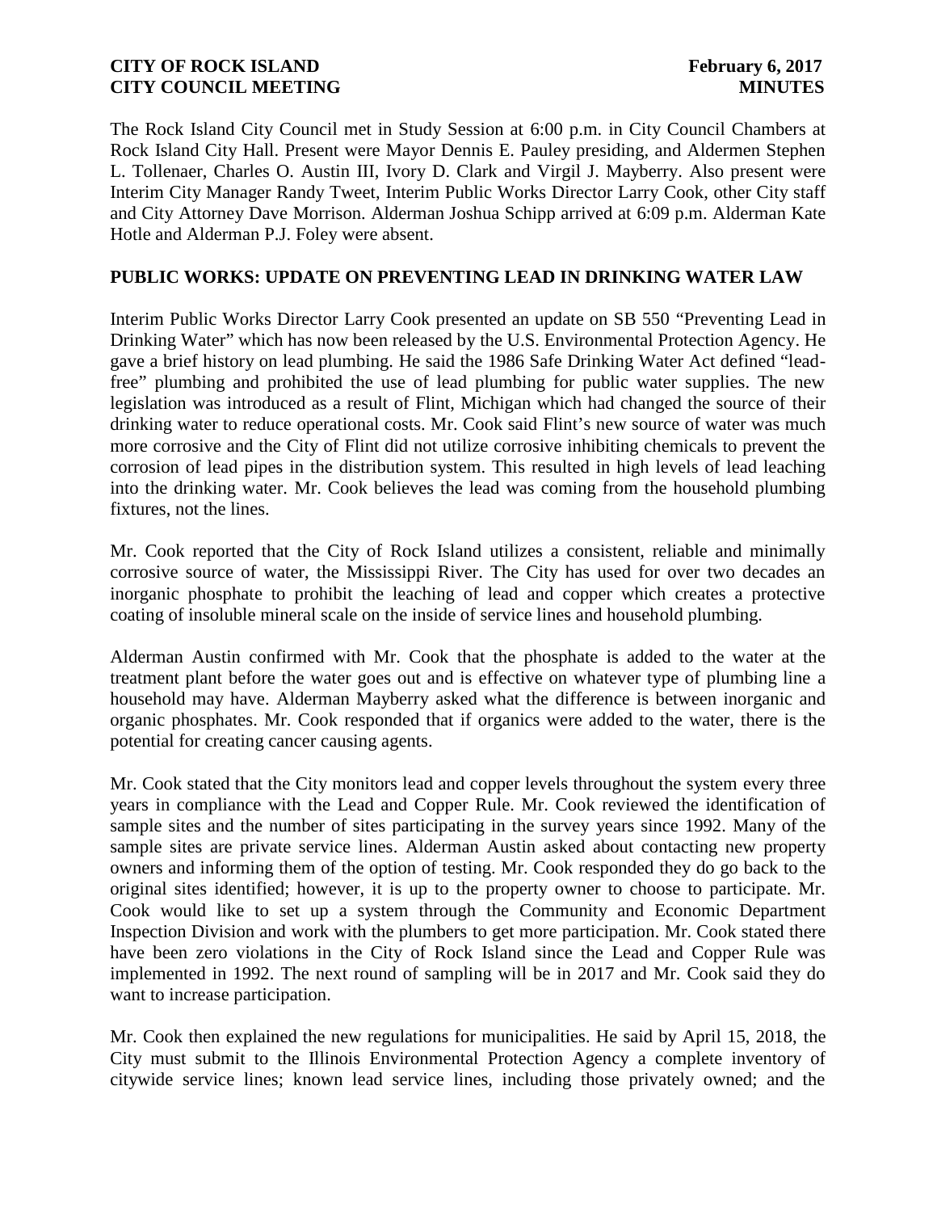The Rock Island City Council met in Study Session at 6:00 p.m. in City Council Chambers at Rock Island City Hall. Present were Mayor Dennis E. Pauley presiding, and Aldermen Stephen L. Tollenaer, Charles O. Austin III, Ivory D. Clark and Virgil J. Mayberry. Also present were Interim City Manager Randy Tweet, Interim Public Works Director Larry Cook, other City staff and City Attorney Dave Morrison. Alderman Joshua Schipp arrived at 6:09 p.m. Alderman Kate Hotle and Alderman P.J. Foley were absent.

## PUBLIC WORKS: UPDATE ON PREVENTING LEAD IN DRINKING WATER LAW

Interim Public Works Director Larry Cook presented an update on SB 550 "Preventing Lead in Drinking Water" which has now been released by the U.S. Environmental Protection Agency. He gave a brief history on lead plumbing. He said the 1986 Safe Drinking Water Act defined "lead-free" plumbing and prohibited the use of lead plumbing for public water supplies. The new legislation was introduced as a result of Flint, Michigan which had changed the source of their drinking water to reduce operational costs. Mr. Cook said Flint's new source of water was much more corrosive and the City of Flint did not utilize corrosive inhibiting chemicals to prevent the corrosion of lead pipes in the distribution system. This resulted in high levels of lead leaching into the drinking water. Mr. Cook believes the lead was coming from the household plumbing fixtures, not the lines.

Mr. Cook reported that the City of Rock Island utilizes a consistent, reliable and minimally corrosive source of water, the Mississippi River. The City has used for over two decades an inorganic phosphate to prohibit the leaching of lead and copper which creates a protective coating of insoluble mineral scale on the inside of service lines and household plumbing.

Alderman Austin confirmed with Mr. Cook that the phosphate is added to the water at the treatment plant before the water goes out and is effective on whatever type of plumbing line a household may have. Alderman Mayberry asked what the difference is between inorganic and organic phosphates. Mr. Cook responded that if organics were added to the water, there is the potential for creating cancer causing agents.

Mr. Cook stated that the City monitors lead and copper levels throughout the system every three years in compliance with the Lead and Copper Rule. Mr. Cook reviewed the identification of sample sites and the number of sites participating in the survey years since 1992. Many of the sample sites are private service lines. Alderman Austin asked about contacting new property owners and informing them of the option of testing. Mr. Cook responded they do go back to the original sites identified; however, it is up to the property owner to choose to participate. Mr. Cook would like to set up a system through the Community and Economic Department Inspection Division and work with the plumbers to get more participation. Mr. Cook stated there have been zero violations in the City of Rock Island since the Lead and Copper Rule was implemented in 1992. The next round of sampling will be in 2017 and Mr. Cook said they do want to increase participation.

Mr. Cook then explained the new regulations for municipalities. He said by April 15, 2018, the City must submit to the Illinois Environmental Protection Agency a complete inventory of citywide service lines; known lead service lines, including those privately owned; and the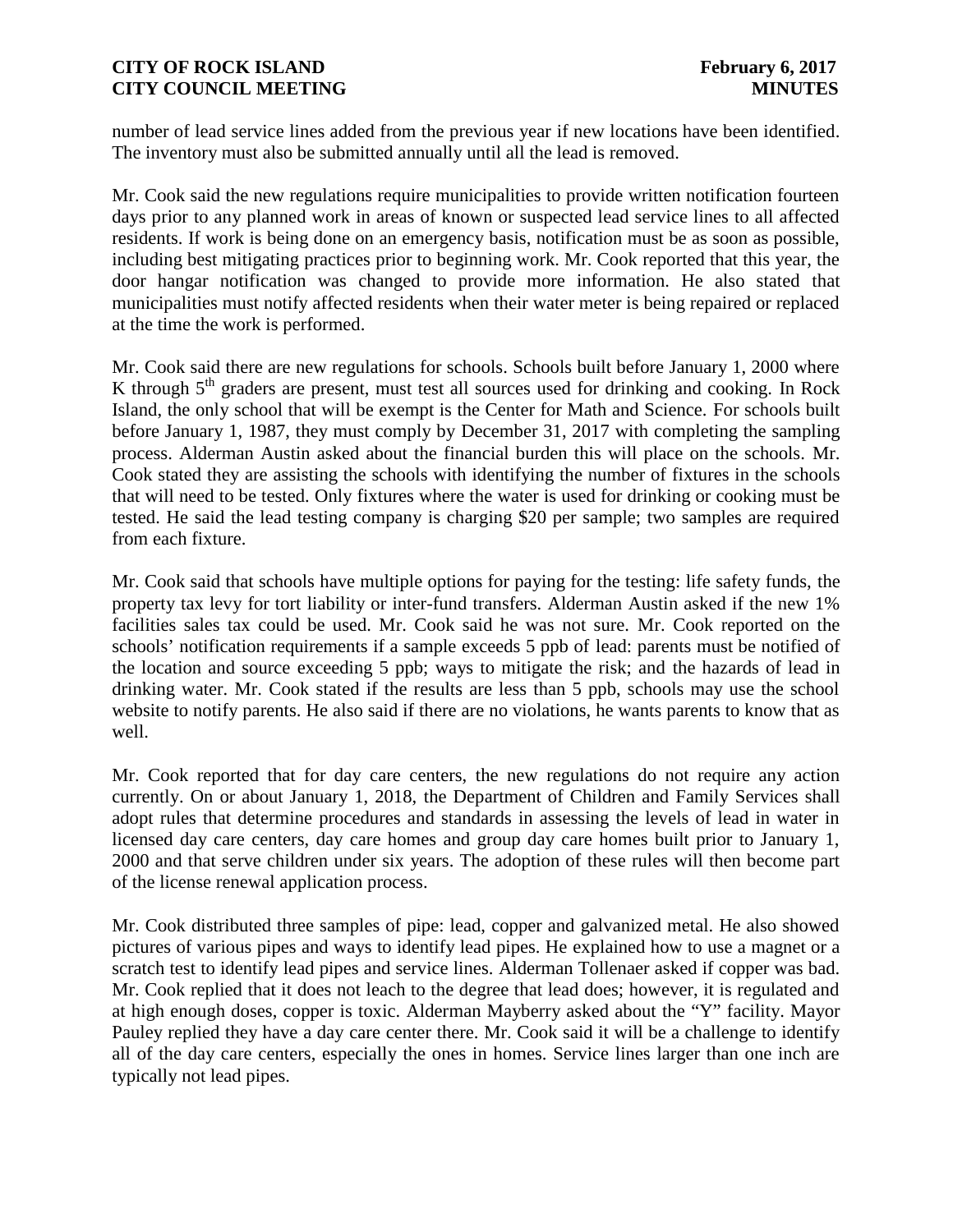number of lead service lines added from the previous year if new locations have been identified. The inventory must also be submitted annually until all the lead is removed.

Mr. Cook said the new regulations require municipalities to provide written notification fourteen days prior to any planned work in areas of known or suspected lead service lines to all affected residents. If work is being done on an emergency basis, notification must be as soon as possible, including best mitigating practices prior to beginning work. Mr. Cook reported that this year, the door hangar notification was changed to provide more information. He also stated that municipalities must notify affected residents when their water meter is being repaired or replaced at the time the work is performed.

Mr. Cook said there are new regulations for schools. Schools built before January 1, 2000 where K through 5th graders are present, must test all sources used for drinking and cooking. In Rock Island, the only school that will be exempt is the Center for Math and Science. For schools built before January 1, 1987, they must comply by December 31, 2017 with completing the sampling process. Alderman Austin asked about the financial burden this will place on the schools. Mr. Cook stated they are assisting the schools with identifying the number of fixtures in the schools that will need to be tested. Only fixtures where the water is used for drinking or cooking must be tested. He said the lead testing company is charging $20 per sample; two samples are required from each fixture.

Mr. Cook said that schools have multiple options for paying for the testing: life safety funds, the property tax levy for tort liability or inter-fund transfers. Alderman Austin asked if the new 1% facilities sales tax could be used. Mr. Cook said he was not sure. Mr. Cook reported on the schools' notification requirements if a sample exceeds 5 ppb of lead: parents must be notified of the location and source exceeding 5 ppb; ways to mitigate the risk; and the hazards of lead in drinking water. Mr. Cook stated if the results are less than 5 ppb, schools may use the school website to notify parents. He also said if there are no violations, he wants parents to know that as well.

Mr. Cook reported that for day care centers, the new regulations do not require any action currently. On or about January 1, 2018, the Department of Children and Family Services shall adopt rules that determine procedures and standards in assessing the levels of lead in water in licensed day care centers, day care homes and group day care homes built prior to January 1, 2000 and that serve children under six years. The adoption of these rules will then become part of the license renewal application process.

Mr. Cook distributed three samples of pipe: lead, copper and galvanized metal. He also showed pictures of various pipes and ways to identify lead pipes. He explained how to use a magnet or a scratch test to identify lead pipes and service lines. Alderman Tollenaer asked if copper was bad. Mr. Cook replied that it does not leach to the degree that lead does; however, it is regulated and at high enough doses, copper is toxic. Alderman Mayberry asked about the "Y" facility. Mayor Pauley replied they have a day care center there. Mr. Cook said it will be a challenge to identify all of the day care centers, especially the ones in homes. Service lines larger than one inch are typically not lead pipes.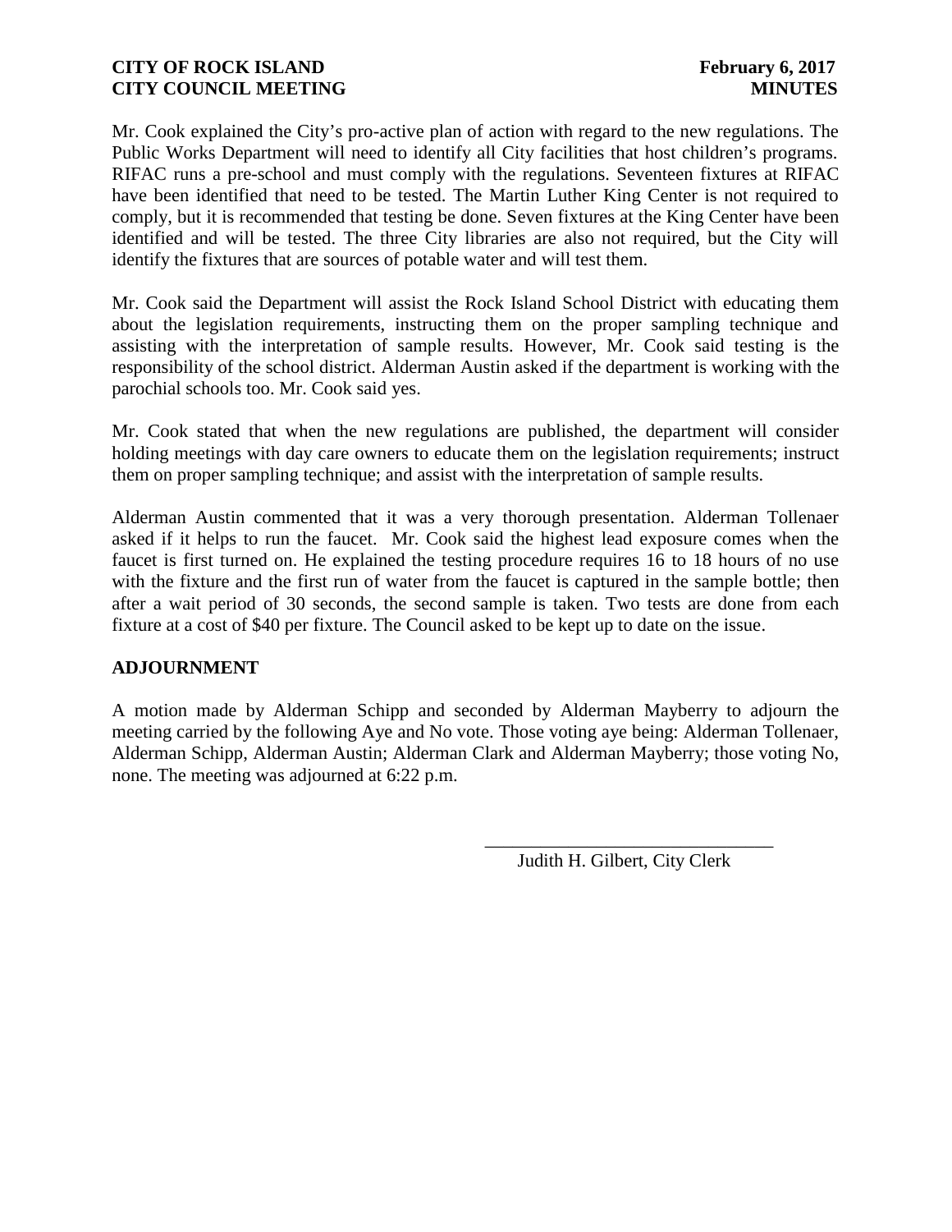Mr. Cook explained the City's pro-active plan of action with regard to the new regulations. The Public Works Department will need to identify all City facilities that host children's programs. RIFAC runs a pre-school and must comply with the regulations. Seventeen fixtures at RIFAC have been identified that need to be tested. The Martin Luther King Center is not required to comply, but it is recommended that testing be done. Seven fixtures at the King Center have been identified and will be tested. The three City libraries are also not required, but the City will identify the fixtures that are sources of potable water and will test them.

Mr. Cook said the Department will assist the Rock Island School District with educating them about the legislation requirements, instructing them on the proper sampling technique and assisting with the interpretation of sample results. However, Mr. Cook said testing is the responsibility of the school district. Alderman Austin asked if the department is working with the parochial schools too. Mr. Cook said yes.

Mr. Cook stated that when the new regulations are published, the department will consider holding meetings with day care owners to educate them on the legislation requirements; instruct them on proper sampling technique; and assist with the interpretation of sample results.

Alderman Austin commented that it was a very thorough presentation. Alderman Tollenaer asked if it helps to run the faucet. Mr. Cook said the highest lead exposure comes when the faucet is first turned on. He explained the testing procedure requires 16 to 18 hours of no use with the fixture and the first run of water from the faucet is captured in the sample bottle; then after a wait period of 30 seconds, the second sample is taken. Two tests are done from each fixture at a cost of $40 per fixture. The Council asked to be kept up to date on the issue.

## ADJOURNMENT

A motion made by Alderman Schipp and seconded by Alderman Mayberry to adjourn the meeting carried by the following Aye and No vote. Those voting aye being: Alderman Tollenaer, Alderman Schipp, Alderman Austin; Alderman Clark and Alderman Mayberry; those voting No, none. The meeting was adjourned at 6:22 p.m.

_______________________________

Judith H. Gilbert, City Clerk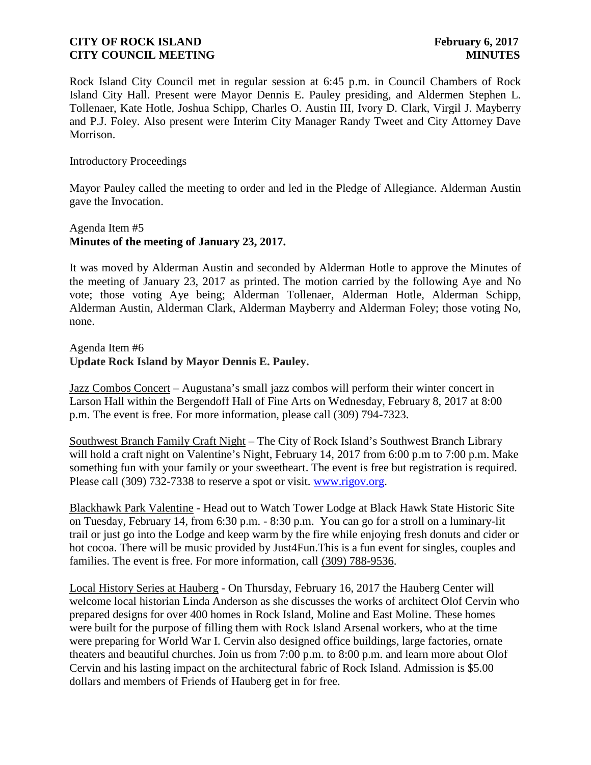Rock Island City Council met in regular session at 6:45 p.m. in Council Chambers of Rock Island City Hall. Present were Mayor Dennis E. Pauley presiding, and Aldermen Stephen L. Tollenaer, Kate Hotle, Joshua Schipp, Charles O. Austin III, Ivory D. Clark, Virgil J. Mayberry and P.J. Foley. Also present were Interim City Manager Randy Tweet and City Attorney Dave Morrison.

Introductory Proceedings

Mayor Pauley called the meeting to order and led in the Pledge of Allegiance. Alderman Austin gave the Invocation.

Agenda Item #5
**Minutes of the meeting of January 23, 2017.**

It was moved by Alderman Austin and seconded by Alderman Hotle to approve the Minutes of the meeting of January 23, 2017 as printed. The motion carried by the following Aye and No vote; those voting Aye being; Alderman Tollenaer, Alderman Hotle, Alderman Schipp, Alderman Austin, Alderman Clark, Alderman Mayberry and Alderman Foley; those voting No, none.

Agenda Item #6
**Update Rock Island by Mayor Dennis E. Pauley.**

Jazz Combos Concert – Augustana's small jazz combos will perform their winter concert in Larson Hall within the Bergendoff Hall of Fine Arts on Wednesday, February 8, 2017 at 8:00 p.m. The event is free. For more information, please call (309) 794-7323.

Southwest Branch Family Craft Night – The City of Rock Island's Southwest Branch Library will hold a craft night on Valentine's Night, February 14, 2017 from 6:00 p.m to 7:00 p.m. Make something fun with your family or your sweetheart. The event is free but registration is required. Please call (309) 732-7338 to reserve a spot or visit. www.rigov.org.

Blackhawk Park Valentine - Head out to Watch Tower Lodge at Black Hawk State Historic Site on Tuesday, February 14, from 6:30 p.m. - 8:30 p.m. You can go for a stroll on a luminary-lit trail or just go into the Lodge and keep warm by the fire while enjoying fresh donuts and cider or hot cocoa. There will be music provided by Just4Fun.This is a fun event for singles, couples and families. The event is free. For more information, call (309) 788-9536.

Local History Series at Hauberg - On Thursday, February 16, 2017 the Hauberg Center will welcome local historian Linda Anderson as she discusses the works of architect Olof Cervin who prepared designs for over 400 homes in Rock Island, Moline and East Moline. These homes were built for the purpose of filling them with Rock Island Arsenal workers, who at the time were preparing for World War I. Cervin also designed office buildings, large factories, ornate theaters and beautiful churches. Join us from 7:00 p.m. to 8:00 p.m. and learn more about Olof Cervin and his lasting impact on the architectural fabric of Rock Island. Admission is $5.00 dollars and members of Friends of Hauberg get in for free.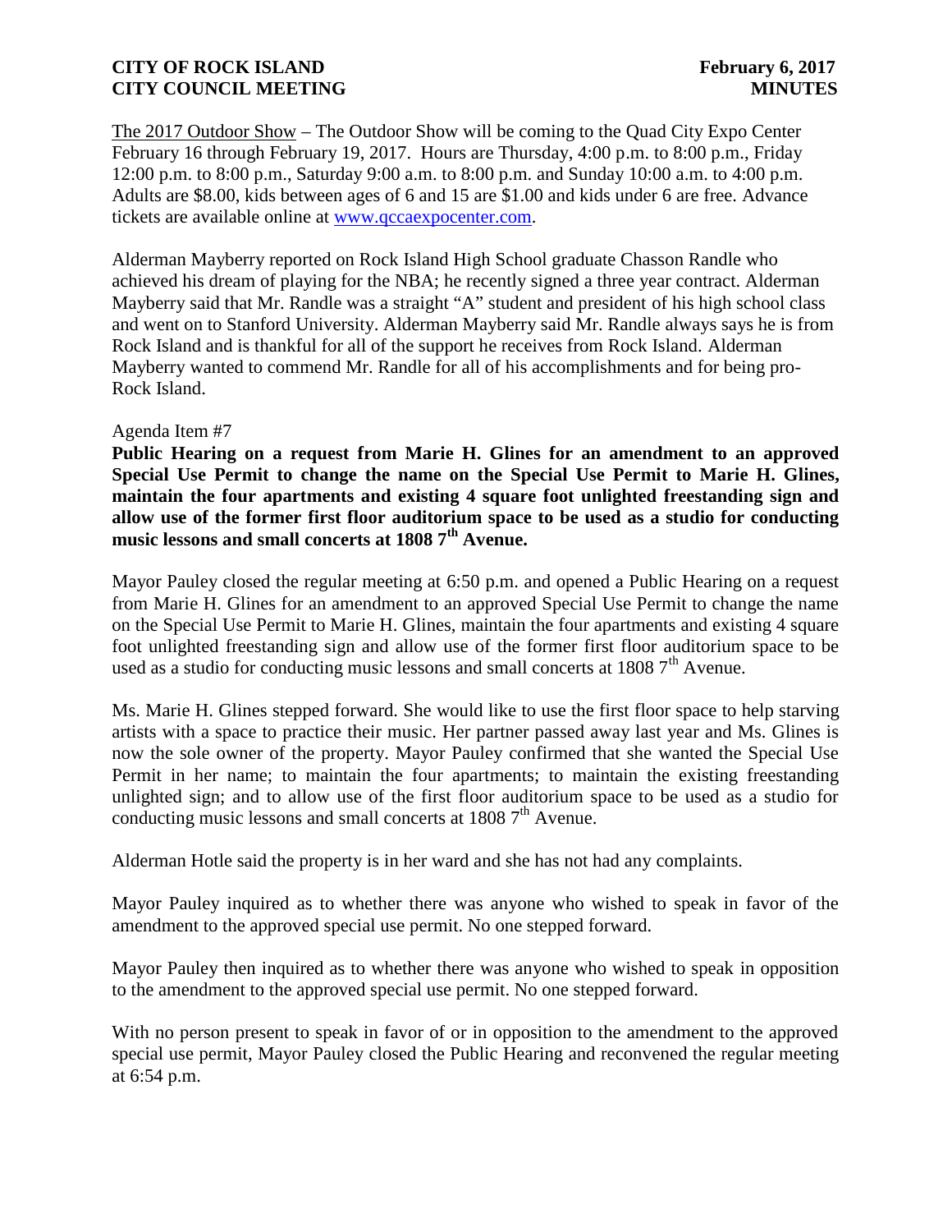The 2017 Outdoor Show – The Outdoor Show will be coming to the Quad City Expo Center February 16 through February 19, 2017. Hours are Thursday, 4:00 p.m. to 8:00 p.m., Friday 12:00 p.m. to 8:00 p.m., Saturday 9:00 a.m. to 8:00 p.m. and Sunday 10:00 a.m. to 4:00 p.m. Adults are $8.00, kids between ages of 6 and 15 are $1.00 and kids under 6 are free. Advance tickets are available online at www.qccaexpocenter.com.

Alderman Mayberry reported on Rock Island High School graduate Chasson Randle who achieved his dream of playing for the NBA; he recently signed a three year contract. Alderman Mayberry said that Mr. Randle was a straight "A" student and president of his high school class and went on to Stanford University. Alderman Mayberry said Mr. Randle always says he is from Rock Island and is thankful for all of the support he receives from Rock Island. Alderman Mayberry wanted to commend Mr. Randle for all of his accomplishments and for being pro-Rock Island.

Agenda Item #7

**Public Hearing on a request from Marie H. Glines for an amendment to an approved Special Use Permit to change the name on the Special Use Permit to Marie H. Glines, maintain the four apartments and existing 4 square foot unlighted freestanding sign and allow use of the former first floor auditorium space to be used as a studio for conducting music lessons and small concerts at 1808 7th Avenue.**

Mayor Pauley closed the regular meeting at 6:50 p.m. and opened a Public Hearing on a request from Marie H. Glines for an amendment to an approved Special Use Permit to change the name on the Special Use Permit to Marie H. Glines, maintain the four apartments and existing 4 square foot unlighted freestanding sign and allow use of the former first floor auditorium space to be used as a studio for conducting music lessons and small concerts at 1808 7th Avenue.

Ms. Marie H. Glines stepped forward. She would like to use the first floor space to help starving artists with a space to practice their music. Her partner passed away last year and Ms. Glines is now the sole owner of the property. Mayor Pauley confirmed that she wanted the Special Use Permit in her name; to maintain the four apartments; to maintain the existing freestanding unlighted sign; and to allow use of the first floor auditorium space to be used as a studio for conducting music lessons and small concerts at 1808 7th Avenue.

Alderman Hotle said the property is in her ward and she has not had any complaints.

Mayor Pauley inquired as to whether there was anyone who wished to speak in favor of the amendment to the approved special use permit. No one stepped forward.

Mayor Pauley then inquired as to whether there was anyone who wished to speak in opposition to the amendment to the approved special use permit. No one stepped forward.

With no person present to speak in favor of or in opposition to the amendment to the approved special use permit, Mayor Pauley closed the Public Hearing and reconvened the regular meeting at 6:54 p.m.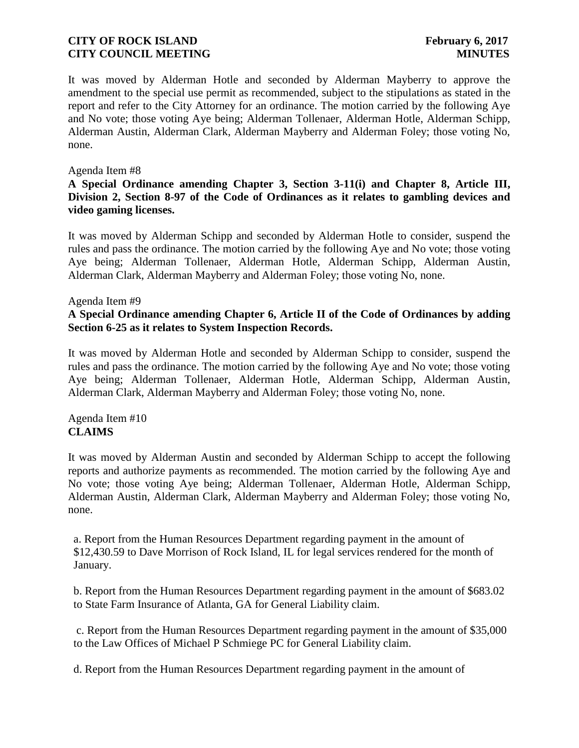It was moved by Alderman Hotle and seconded by Alderman Mayberry to approve the amendment to the special use permit as recommended, subject to the stipulations as stated in the report and refer to the City Attorney for an ordinance. The motion carried by the following Aye and No vote; those voting Aye being; Alderman Tollenaer, Alderman Hotle, Alderman Schipp, Alderman Austin, Alderman Clark, Alderman Mayberry and Alderman Foley; those voting No, none.

Agenda Item #8

**A Special Ordinance amending Chapter 3, Section 3-11(i) and Chapter 8, Article III, Division 2, Section 8-97 of the Code of Ordinances as it relates to gambling devices and video gaming licenses.**

It was moved by Alderman Schipp and seconded by Alderman Hotle to consider, suspend the rules and pass the ordinance. The motion carried by the following Aye and No vote; those voting Aye being; Alderman Tollenaer, Alderman Hotle, Alderman Schipp, Alderman Austin, Alderman Clark, Alderman Mayberry and Alderman Foley; those voting No, none.

Agenda Item #9

**A Special Ordinance amending Chapter 6, Article II of the Code of Ordinances by adding Section 6-25 as it relates to System Inspection Records.**

It was moved by Alderman Hotle and seconded by Alderman Schipp to consider, suspend the rules and pass the ordinance. The motion carried by the following Aye and No vote; those voting Aye being; Alderman Tollenaer, Alderman Hotle, Alderman Schipp, Alderman Austin, Alderman Clark, Alderman Mayberry and Alderman Foley; those voting No, none.

Agenda Item #10

**CLAIMS**

It was moved by Alderman Austin and seconded by Alderman Schipp to accept the following reports and authorize payments as recommended. The motion carried by the following Aye and No vote; those voting Aye being; Alderman Tollenaer, Alderman Hotle, Alderman Schipp, Alderman Austin, Alderman Clark, Alderman Mayberry and Alderman Foley; those voting No, none.

a. Report from the Human Resources Department regarding payment in the amount of $12,430.59 to Dave Morrison of Rock Island, IL for legal services rendered for the month of January.

b. Report from the Human Resources Department regarding payment in the amount of $683.02 to State Farm Insurance of Atlanta, GA for General Liability claim.

c. Report from the Human Resources Department regarding payment in the amount of $35,000 to the Law Offices of Michael P Schmiege PC for General Liability claim.

d. Report from the Human Resources Department regarding payment in the amount of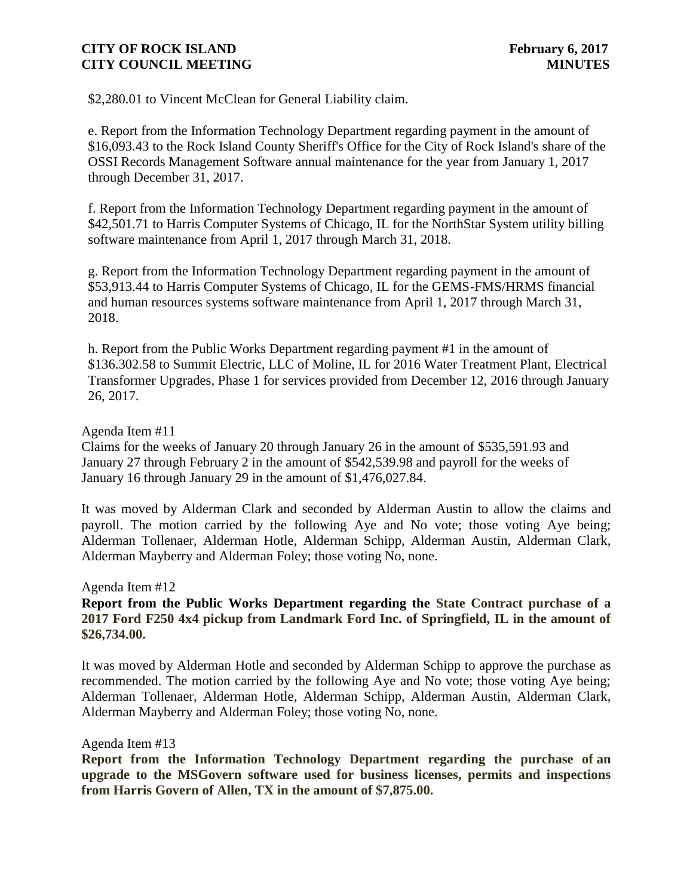$2,280.01 to Vincent McClean for General Liability claim.

e. Report from the Information Technology Department regarding payment in the amount of $16,093.43 to the Rock Island County Sheriff's Office for the City of Rock Island's share of the OSSI Records Management Software annual maintenance for the year from January 1, 2017 through December 31, 2017.

f. Report from the Information Technology Department regarding payment in the amount of $42,501.71 to Harris Computer Systems of Chicago, IL for the NorthStar System utility billing software maintenance from April 1, 2017 through March 31, 2018.

g. Report from the Information Technology Department regarding payment in the amount of $53,913.44 to Harris Computer Systems of Chicago, IL for the GEMS-FMS/HRMS financial and human resources systems software maintenance from April 1, 2017 through March 31, 2018.

h. Report from the Public Works Department regarding payment #1 in the amount of $136.302.58 to Summit Electric, LLC of Moline, IL for 2016 Water Treatment Plant, Electrical Transformer Upgrades, Phase 1 for services provided from December 12, 2016 through January 26, 2017.

Agenda Item #11
Claims for the weeks of January 20 through January 26 in the amount of $535,591.93 and January 27 through February 2 in the amount of $542,539.98 and payroll for the weeks of January 16 through January 29 in the amount of $1,476,027.84.

It was moved by Alderman Clark and seconded by Alderman Austin to allow the claims and payroll. The motion carried by the following Aye and No vote; those voting Aye being; Alderman Tollenaer, Alderman Hotle, Alderman Schipp, Alderman Austin, Alderman Clark, Alderman Mayberry and Alderman Foley; those voting No, none.

Agenda Item #12
**Report from the Public Works Department regarding the State Contract purchase of a 2017 Ford F250 4x4 pickup from Landmark Ford Inc. of Springfield, IL in the amount of $26,734.00.**

It was moved by Alderman Hotle and seconded by Alderman Schipp to approve the purchase as recommended. The motion carried by the following Aye and No vote; those voting Aye being; Alderman Tollenaer, Alderman Hotle, Alderman Schipp, Alderman Austin, Alderman Clark, Alderman Mayberry and Alderman Foley; those voting No, none.

Agenda Item #13
**Report from the Information Technology Department regarding the purchase of an upgrade to the MSGovern software used for business licenses, permits and inspections from Harris Govern of Allen, TX in the amount of $7,875.00.**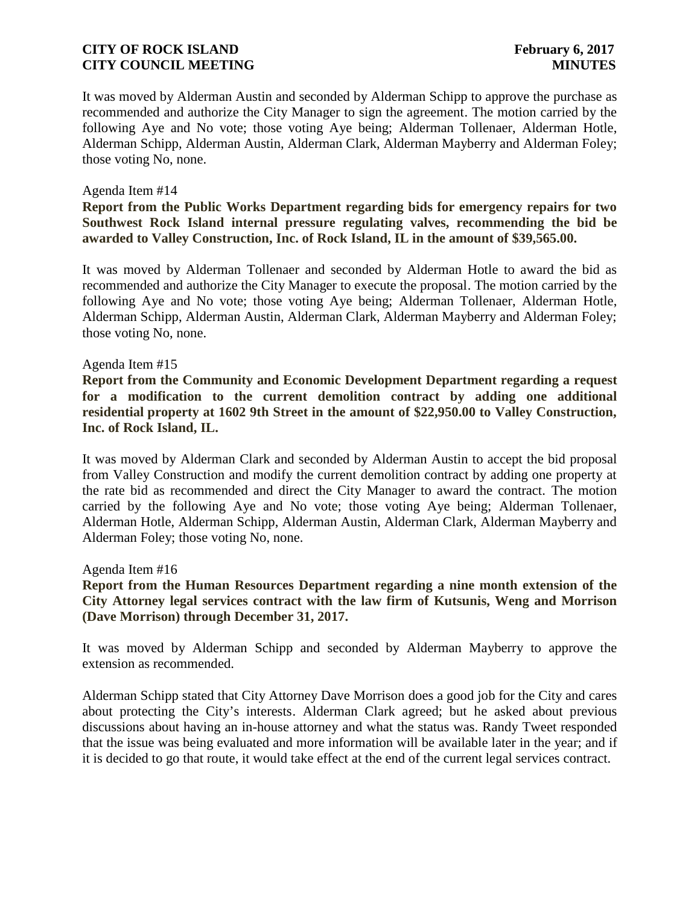It was moved by Alderman Austin and seconded by Alderman Schipp to approve the purchase as recommended and authorize the City Manager to sign the agreement. The motion carried by the following Aye and No vote; those voting Aye being; Alderman Tollenaer, Alderman Hotle, Alderman Schipp, Alderman Austin, Alderman Clark, Alderman Mayberry and Alderman Foley; those voting No, none.

Agenda Item #14

**Report from the Public Works Department regarding bids for emergency repairs for two Southwest Rock Island internal pressure regulating valves, recommending the bid be awarded to Valley Construction, Inc. of Rock Island, IL in the amount of $39,565.00.**

It was moved by Alderman Tollenaer and seconded by Alderman Hotle to award the bid as recommended and authorize the City Manager to execute the proposal. The motion carried by the following Aye and No vote; those voting Aye being; Alderman Tollenaer, Alderman Hotle, Alderman Schipp, Alderman Austin, Alderman Clark, Alderman Mayberry and Alderman Foley; those voting No, none.

Agenda Item #15

**Report from the Community and Economic Development Department regarding a request for a modification to the current demolition contract by adding one additional residential property at 1602 9th Street in the amount of $22,950.00 to Valley Construction, Inc. of Rock Island, IL.**

It was moved by Alderman Clark and seconded by Alderman Austin to accept the bid proposal from Valley Construction and modify the current demolition contract by adding one property at the rate bid as recommended and direct the City Manager to award the contract. The motion carried by the following Aye and No vote; those voting Aye being; Alderman Tollenaer, Alderman Hotle, Alderman Schipp, Alderman Austin, Alderman Clark, Alderman Mayberry and Alderman Foley; those voting No, none.

Agenda Item #16

**Report from the Human Resources Department regarding a nine month extension of the City Attorney legal services contract with the law firm of Kutsunis, Weng and Morrison (Dave Morrison) through December 31, 2017.**

It was moved by Alderman Schipp and seconded by Alderman Mayberry to approve the extension as recommended.

Alderman Schipp stated that City Attorney Dave Morrison does a good job for the City and cares about protecting the City's interests. Alderman Clark agreed; but he asked about previous discussions about having an in-house attorney and what the status was. Randy Tweet responded that the issue was being evaluated and more information will be available later in the year; and if it is decided to go that route, it would take effect at the end of the current legal services contract.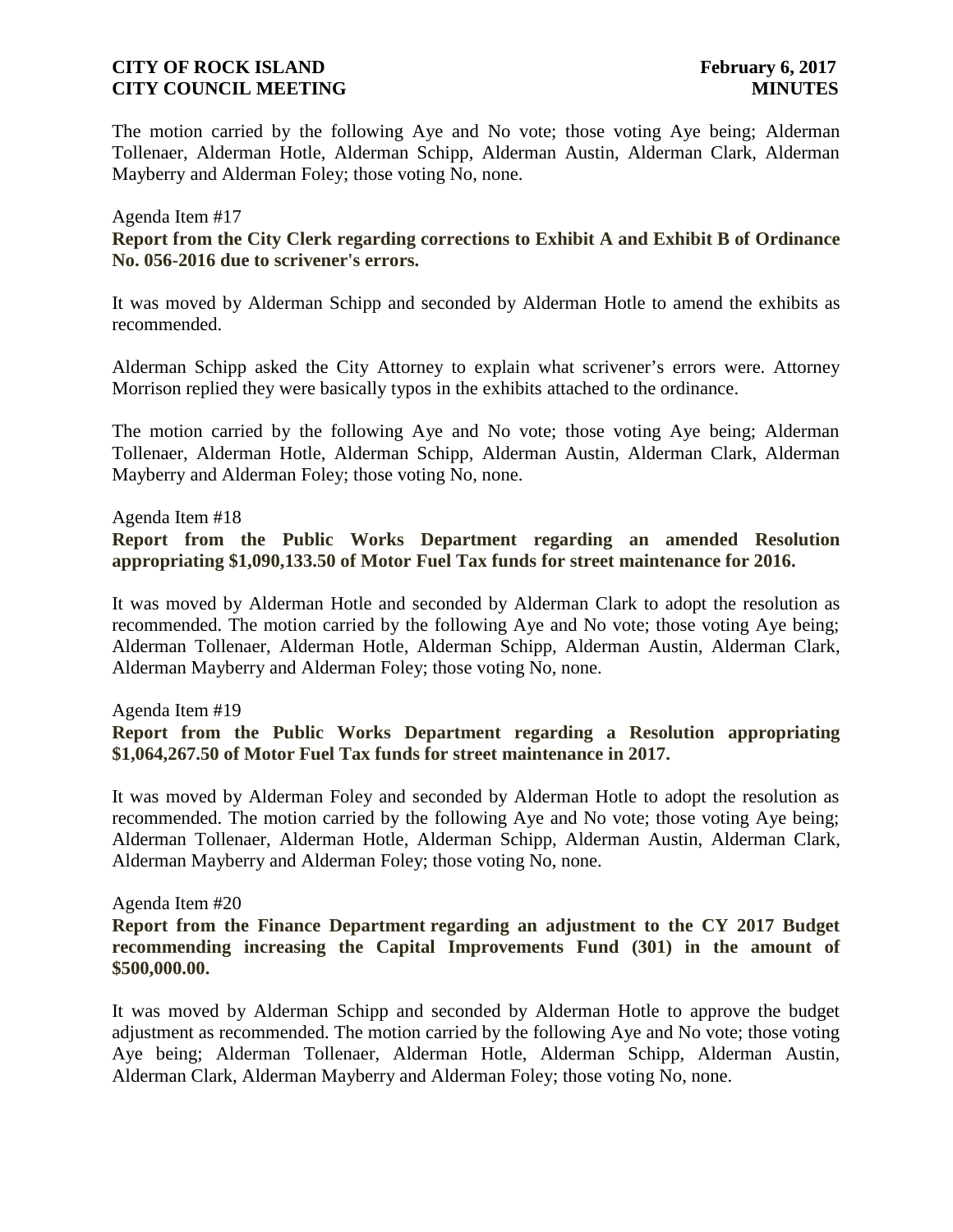The motion carried by the following Aye and No vote; those voting Aye being; Alderman Tollenaer, Alderman Hotle, Alderman Schipp, Alderman Austin, Alderman Clark, Alderman Mayberry and Alderman Foley; those voting No, none.

Agenda Item #17

**Report from the City Clerk regarding corrections to Exhibit A and Exhibit B of Ordinance No. 056-2016 due to scrivener's errors.**

It was moved by Alderman Schipp and seconded by Alderman Hotle to amend the exhibits as recommended.

Alderman Schipp asked the City Attorney to explain what scrivener's errors were. Attorney Morrison replied they were basically typos in the exhibits attached to the ordinance.

The motion carried by the following Aye and No vote; those voting Aye being; Alderman Tollenaer, Alderman Hotle, Alderman Schipp, Alderman Austin, Alderman Clark, Alderman Mayberry and Alderman Foley; those voting No, none.

Agenda Item #18

**Report from the Public Works Department regarding an amended Resolution appropriating $1,090,133.50 of Motor Fuel Tax funds for street maintenance for 2016.**

It was moved by Alderman Hotle and seconded by Alderman Clark to adopt the resolution as recommended. The motion carried by the following Aye and No vote; those voting Aye being; Alderman Tollenaer, Alderman Hotle, Alderman Schipp, Alderman Austin, Alderman Clark, Alderman Mayberry and Alderman Foley; those voting No, none.

Agenda Item #19

**Report from the Public Works Department regarding a Resolution appropriating $1,064,267.50 of Motor Fuel Tax funds for street maintenance in 2017.**

It was moved by Alderman Foley and seconded by Alderman Hotle to adopt the resolution as recommended. The motion carried by the following Aye and No vote; those voting Aye being; Alderman Tollenaer, Alderman Hotle, Alderman Schipp, Alderman Austin, Alderman Clark, Alderman Mayberry and Alderman Foley; those voting No, none.

Agenda Item #20

**Report from the Finance Department regarding an adjustment to the CY 2017 Budget recommending increasing the Capital Improvements Fund (301) in the amount of $500,000.00.**

It was moved by Alderman Schipp and seconded by Alderman Hotle to approve the budget adjustment as recommended. The motion carried by the following Aye and No vote; those voting Aye being; Alderman Tollenaer, Alderman Hotle, Alderman Schipp, Alderman Austin, Alderman Clark, Alderman Mayberry and Alderman Foley; those voting No, none.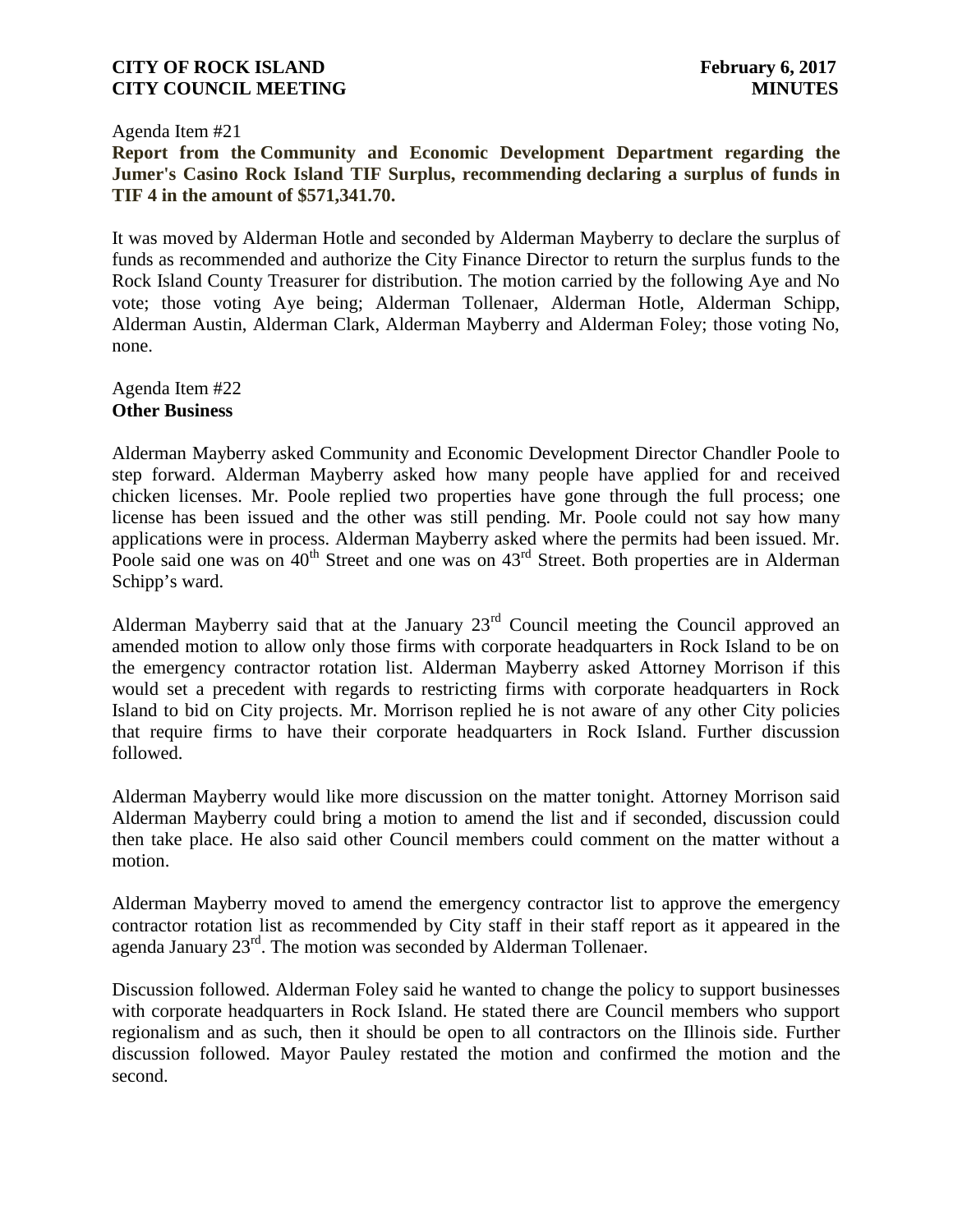Agenda Item #21

**Report from the Community and Economic Development Department regarding the Jumer's Casino Rock Island TIF Surplus, recommending declaring a surplus of funds in TIF 4 in the amount of $571,341.70.**

It was moved by Alderman Hotle and seconded by Alderman Mayberry to declare the surplus of funds as recommended and authorize the City Finance Director to return the surplus funds to the Rock Island County Treasurer for distribution. The motion carried by the following Aye and No vote; those voting Aye being; Alderman Tollenaer, Alderman Hotle, Alderman Schipp, Alderman Austin, Alderman Clark, Alderman Mayberry and Alderman Foley; those voting No, none.

Agenda Item #22

**Other Business**

Alderman Mayberry asked Community and Economic Development Director Chandler Poole to step forward. Alderman Mayberry asked how many people have applied for and received chicken licenses. Mr. Poole replied two properties have gone through the full process; one license has been issued and the other was still pending. Mr. Poole could not say how many applications were in process. Alderman Mayberry asked where the permits had been issued. Mr. Poole said one was on 40th Street and one was on 43rd Street. Both properties are in Alderman Schipp's ward.

Alderman Mayberry said that at the January 23rd Council meeting the Council approved an amended motion to allow only those firms with corporate headquarters in Rock Island to be on the emergency contractor rotation list. Alderman Mayberry asked Attorney Morrison if this would set a precedent with regards to restricting firms with corporate headquarters in Rock Island to bid on City projects. Mr. Morrison replied he is not aware of any other City policies that require firms to have their corporate headquarters in Rock Island. Further discussion followed.

Alderman Mayberry would like more discussion on the matter tonight. Attorney Morrison said Alderman Mayberry could bring a motion to amend the list and if seconded, discussion could then take place. He also said other Council members could comment on the matter without a motion.

Alderman Mayberry moved to amend the emergency contractor list to approve the emergency contractor rotation list as recommended by City staff in their staff report as it appeared in the agenda January 23rd. The motion was seconded by Alderman Tollenaer.

Discussion followed. Alderman Foley said he wanted to change the policy to support businesses with corporate headquarters in Rock Island. He stated there are Council members who support regionalism and as such, then it should be open to all contractors on the Illinois side. Further discussion followed. Mayor Pauley restated the motion and confirmed the motion and the second.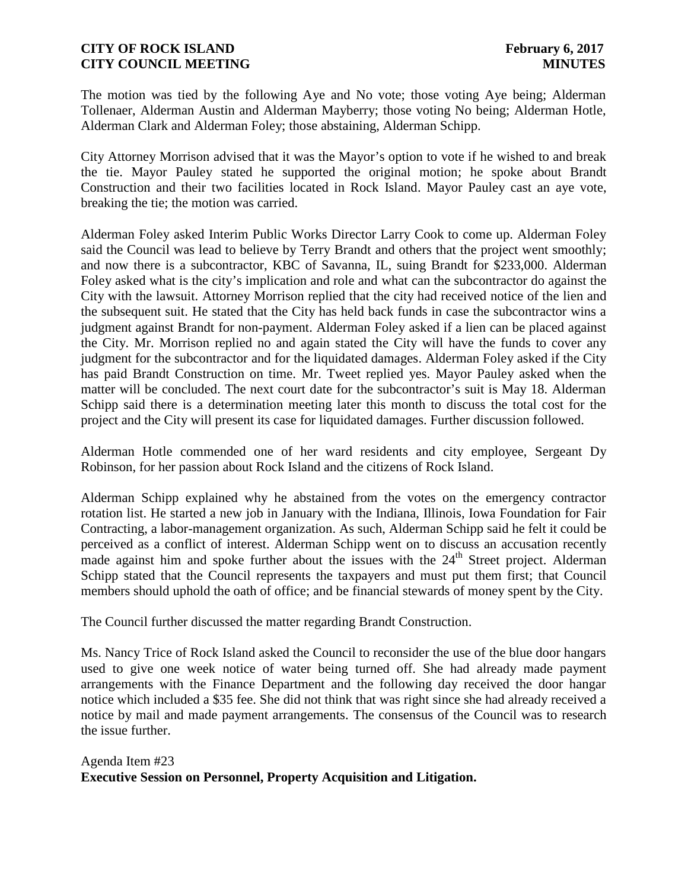The motion was tied by the following Aye and No vote; those voting Aye being; Alderman Tollenaer, Alderman Austin and Alderman Mayberry; those voting No being; Alderman Hotle, Alderman Clark and Alderman Foley; those abstaining, Alderman Schipp.

City Attorney Morrison advised that it was the Mayor's option to vote if he wished to and break the tie. Mayor Pauley stated he supported the original motion; he spoke about Brandt Construction and their two facilities located in Rock Island. Mayor Pauley cast an aye vote, breaking the tie; the motion was carried.

Alderman Foley asked Interim Public Works Director Larry Cook to come up. Alderman Foley said the Council was lead to believe by Terry Brandt and others that the project went smoothly; and now there is a subcontractor, KBC of Savanna, IL, suing Brandt for \$233,000. Alderman Foley asked what is the city's implication and role and what can the subcontractor do against the City with the lawsuit. Attorney Morrison replied that the city had received notice of the lien and the subsequent suit. He stated that the City has held back funds in case the subcontractor wins a judgment against Brandt for non-payment. Alderman Foley asked if a lien can be placed against the City. Mr. Morrison replied no and again stated the City will have the funds to cover any judgment for the subcontractor and for the liquidated damages. Alderman Foley asked if the City has paid Brandt Construction on time. Mr. Tweet replied yes. Mayor Pauley asked when the matter will be concluded. The next court date for the subcontractor's suit is May 18. Alderman Schipp said there is a determination meeting later this month to discuss the total cost for the project and the City will present its case for liquidated damages. Further discussion followed.

Alderman Hotle commended one of her ward residents and city employee, Sergeant Dy Robinson, for her passion about Rock Island and the citizens of Rock Island.

Alderman Schipp explained why he abstained from the votes on the emergency contractor rotation list. He started a new job in January with the Indiana, Illinois, Iowa Foundation for Fair Contracting, a labor-management organization. As such, Alderman Schipp said he felt it could be perceived as a conflict of interest. Alderman Schipp went on to discuss an accusation recently made against him and spoke further about the issues with the 24th Street project. Alderman Schipp stated that the Council represents the taxpayers and must put them first; that Council members should uphold the oath of office; and be financial stewards of money spent by the City.

The Council further discussed the matter regarding Brandt Construction.

Ms. Nancy Trice of Rock Island asked the Council to reconsider the use of the blue door hangars used to give one week notice of water being turned off. She had already made payment arrangements with the Finance Department and the following day received the door hangar notice which included a \$35 fee. She did not think that was right since she had already received a notice by mail and made payment arrangements. The consensus of the Council was to research the issue further.

Agenda Item #23
**Executive Session on Personnel, Property Acquisition and Litigation.**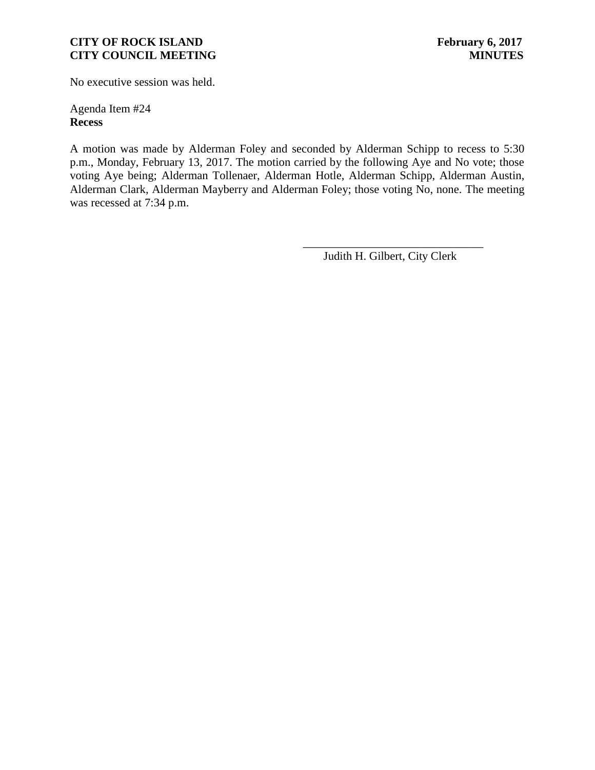No executive session was held.

Agenda Item #24
**Recess**

A motion was made by Alderman Foley and seconded by Alderman Schipp to recess to 5:30 p.m., Monday, February 13, 2017. The motion carried by the following Aye and No vote; those voting Aye being; Alderman Tollenaer, Alderman Hotle, Alderman Schipp, Alderman Austin, Alderman Clark, Alderman Mayberry and Alderman Foley; those voting No, none. The meeting was recessed at 7:34 p.m.

\_\_\_\_\_\_\_\_\_\_\_\_\_\_\_\_\_\_\_\_\_\_\_\_\_\_\_\_\_\_\_\_

Judith H. Gilbert, City Clerk